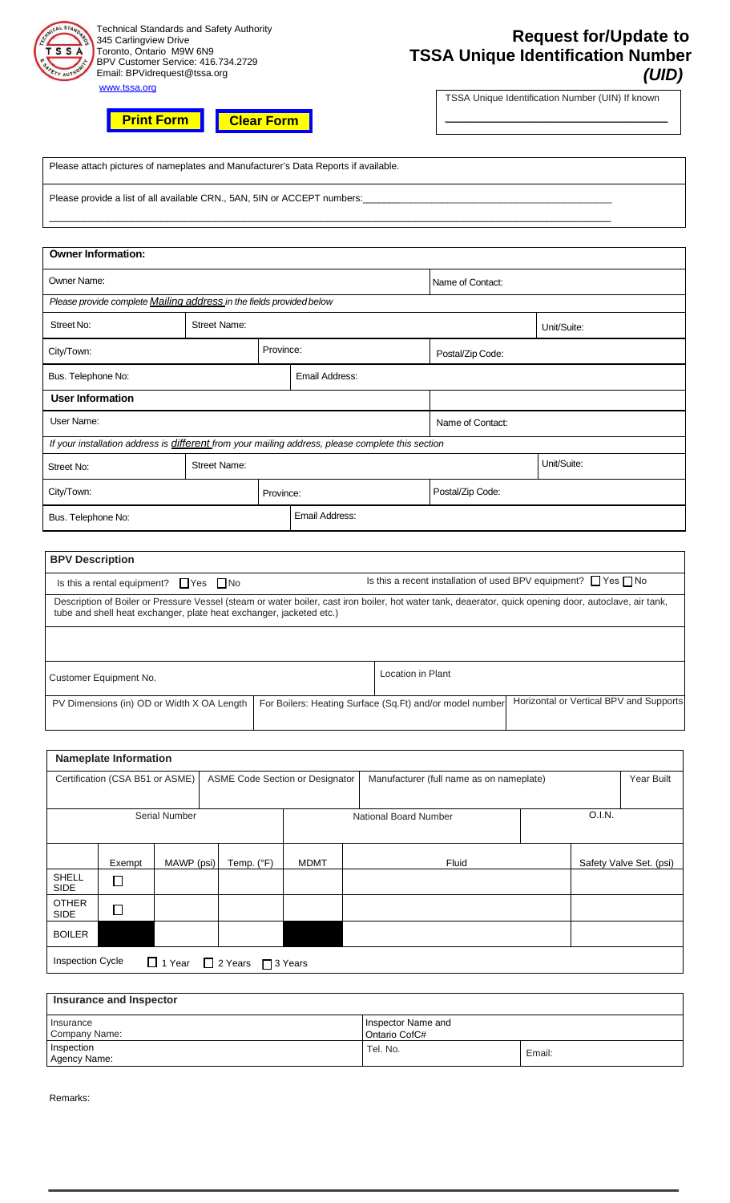Technical Standards and Safety Authority
345 Carlingview Drive
Toronto, Ontario M9W 6N9
BPV Customer Service: 416.734.2729
Email: BPVidrequest@tssa.org
www.tssa.org

# Request for/Update to TSSA Unique Identification Number *(UID)*

Print Form | Clear Form

TSSA Unique Identification Number (UIN) If known

______________________________

Please attach pictures of nameplates and Manufacturer's Data Reports if available.

Please provide a list of all available CRN., 5AN, 5IN or ACCEPT numbers:______________________________

______________________________

| **Owner Information:** | | | | |
|---|---|---|---|---|
| Owner Name: | | | Name of Contact: | |
| *Please provide complete Mailing address in the fields provided below* | | | | |
| Street No: | Street Name: | | | Unit/Suite: |
| City/Town: | Province: | | Postal/Zip Code: | |
| Bus. Telephone No: | | Email Address: | | |
| **User Information** | | | | |
| User Name: | | | Name of Contact: | |
| *If your installation address is different from your mailing address, please complete this section* | | | | |
| Street No: | Street Name: | | | Unit/Suite: |
| City/Town: | Province: | | Postal/Zip Code: | |
| Bus. Telephone No: | | Email Address: | | |

| **BPV Description** | | |
|---|---|---|
| Is this a rental equipment? ☐ Yes ☐ No | Is this a recent installation of used BPV equipment? ☐ Yes ☐ No | |
| Description of Boiler or Pressure Vessel (steam or water boiler, cast iron boiler, hot water tank, deaerator, quick opening door, autoclave, air tank, tube and shell heat exchanger, plate heat exchanger, jacketed etc.) | | |
| | | |
| Customer Equipment No. | Location in Plant | |
| PV Dimensions (in) OD or Width X OA Length | For Boilers: Heating Surface (Sq.Ft) and/or model number | Horizontal or Vertical BPV and Supports |

| **Nameplate Information** | | | | | | |
|---|---|---|---|---|---|---|
| Certification (CSA B51 or ASME) | | ASME Code Section or Designator | | Manufacturer (full name as on nameplate) | | Year Built |
| Serial Number | | | National Board Number | | O.I.N. | |
| | Exempt | MAWP (psi) | Temp. (°F) | MDMT | Fluid | Safety Valve Set. (psi) |
| SHELL SIDE | ☐ | | | | | |
| OTHER SIDE | ☐ | | | | | |
| BOILER | | | | | | |
| Inspection Cycle ☐ 1 Year ☐ 2 Years ☐ 3 Years | | | | | | |

| **Insurance and Inspector** | | |
|---|---|---|
| Insurance Company Name: | Inspector Name and Ontario CofC# | |
| Inspection Agency Name: | Tel. No. | Email: |

Remarks: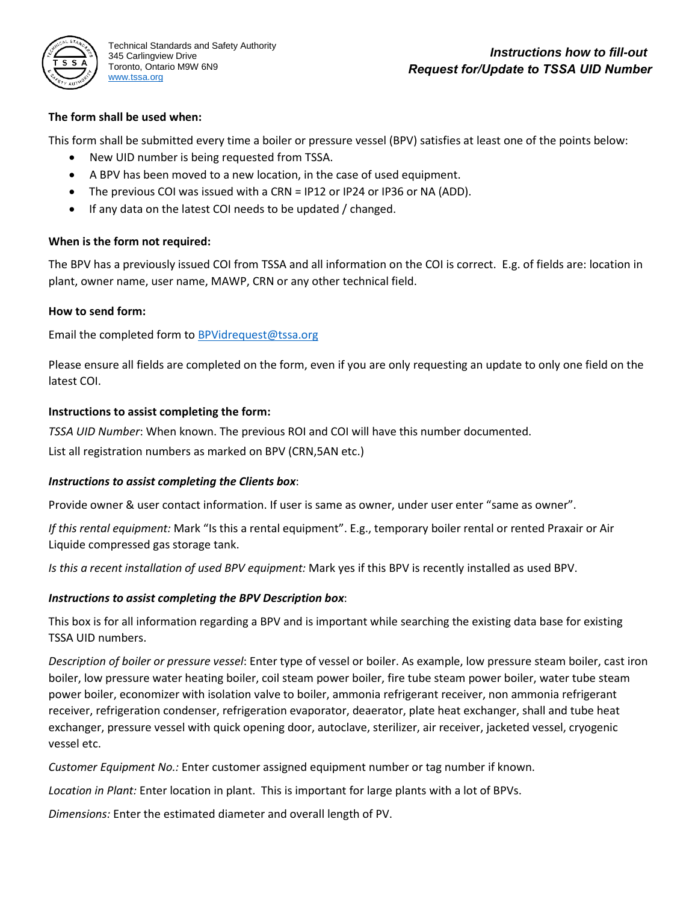Technical Standards and Safety Authority
345 Carlingview Drive
Toronto, Ontario M9W 6N9
www.tssa.org

# *Instructions how to fill-out Request for/Update to TSSA UID Number*

**The form shall be used when:**

This form shall be submitted every time a boiler or pressure vessel (BPV) satisfies at least one of the points below:

- New UID number is being requested from TSSA.
- A BPV has been moved to a new location, in the case of used equipment.
- The previous COI was issued with a CRN = IP12 or IP24 or IP36 or NA (ADD).
- If any data on the latest COI needs to be updated / changed.

**When is the form not required:**

The BPV has a previously issued COI from TSSA and all information on the COI is correct. E.g. of fields are: location in plant, owner name, user name, MAWP, CRN or any other technical field.

**How to send form:**

Email the completed form to BPVidrequest@tssa.org

Please ensure all fields are completed on the form, even if you are only requesting an update to only one field on the latest COI.

**Instructions to assist completing the form:**

*TSSA UID Number*: When known. The previous ROI and COI will have this number documented.

List all registration numbers as marked on BPV (CRN,5AN etc.)

***Instructions to assist completing the Clients box***:

Provide owner & user contact information. If user is same as owner, under user enter "same as owner".

*If this rental equipment:* Mark "Is this a rental equipment". E.g., temporary boiler rental or rented Praxair or Air Liquide compressed gas storage tank.

*Is this a recent installation of used BPV equipment:* Mark yes if this BPV is recently installed as used BPV.

***Instructions to assist completing the BPV Description box***:

This box is for all information regarding a BPV and is important while searching the existing data base for existing TSSA UID numbers.

*Description of boiler or pressure vessel*: Enter type of vessel or boiler. As example, low pressure steam boiler, cast iron boiler, low pressure water heating boiler, coil steam power boiler, fire tube steam power boiler, water tube steam power boiler, economizer with isolation valve to boiler, ammonia refrigerant receiver, non ammonia refrigerant receiver, refrigeration condenser, refrigeration evaporator, deaerator, plate heat exchanger, shall and tube heat exchanger, pressure vessel with quick opening door, autoclave, sterilizer, air receiver, jacketed vessel, cryogenic vessel etc.

*Customer Equipment No.:* Enter customer assigned equipment number or tag number if known.

*Location in Plant:* Enter location in plant. This is important for large plants with a lot of BPVs.

*Dimensions:* Enter the estimated diameter and overall length of PV.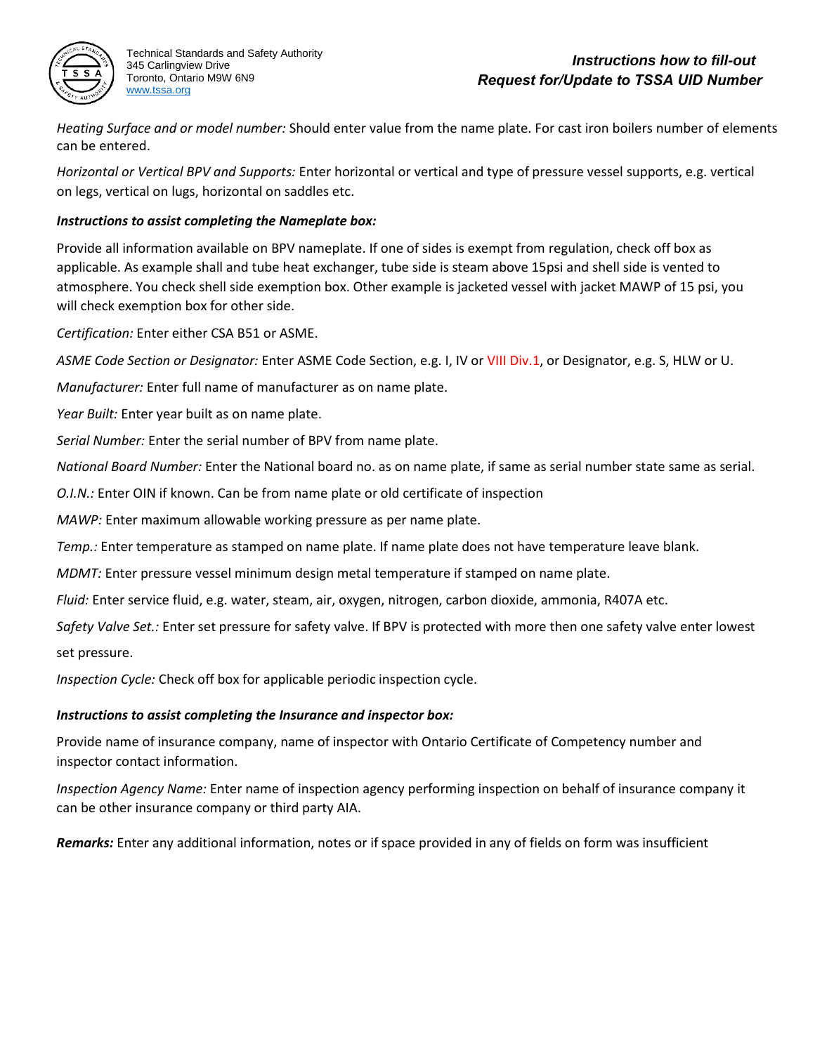*Heating Surface and or model number:* Should enter value from the name plate. For cast iron boilers number of elements can be entered.

*Horizontal or Vertical BPV and Supports:* Enter horizontal or vertical and type of pressure vessel supports, e.g. vertical on legs, vertical on lugs, horizontal on saddles etc.

***Instructions to assist completing the Nameplate box:***

Provide all information available on BPV nameplate. If one of sides is exempt from regulation, check off box as applicable. As example shall and tube heat exchanger, tube side is steam above 15psi and shell side is vented to atmosphere. You check shell side exemption box. Other example is jacketed vessel with jacket MAWP of 15 psi, you will check exemption box for other side.

*Certification:* Enter either CSA B51 or ASME.

*ASME Code Section or Designator:* Enter ASME Code Section, e.g. I, IV or VIII Div.1, or Designator, e.g. S, HLW or U.

*Manufacturer:* Enter full name of manufacturer as on name plate.

*Year Built:* Enter year built as on name plate.

*Serial Number:* Enter the serial number of BPV from name plate.

*National Board Number:* Enter the National board no. as on name plate, if same as serial number state same as serial.

*O.I.N.:* Enter OIN if known. Can be from name plate or old certificate of inspection

*MAWP:* Enter maximum allowable working pressure as per name plate.

*Temp.:* Enter temperature as stamped on name plate. If name plate does not have temperature leave blank.

*MDMT:* Enter pressure vessel minimum design metal temperature if stamped on name plate.

*Fluid:* Enter service fluid, e.g. water, steam, air, oxygen, nitrogen, carbon dioxide, ammonia, R407A etc.

*Safety Valve Set.:* Enter set pressure for safety valve. If BPV is protected with more then one safety valve enter lowest set pressure.

*Inspection Cycle:* Check off box for applicable periodic inspection cycle.

***Instructions to assist completing the Insurance and inspector box:***

Provide name of insurance company, name of inspector with Ontario Certificate of Competency number and inspector contact information.

*Inspection Agency Name:* Enter name of inspection agency performing inspection on behalf of insurance company it can be other insurance company or third party AIA.

***Remarks:*** Enter any additional information, notes or if space provided in any of fields on form was insufficient